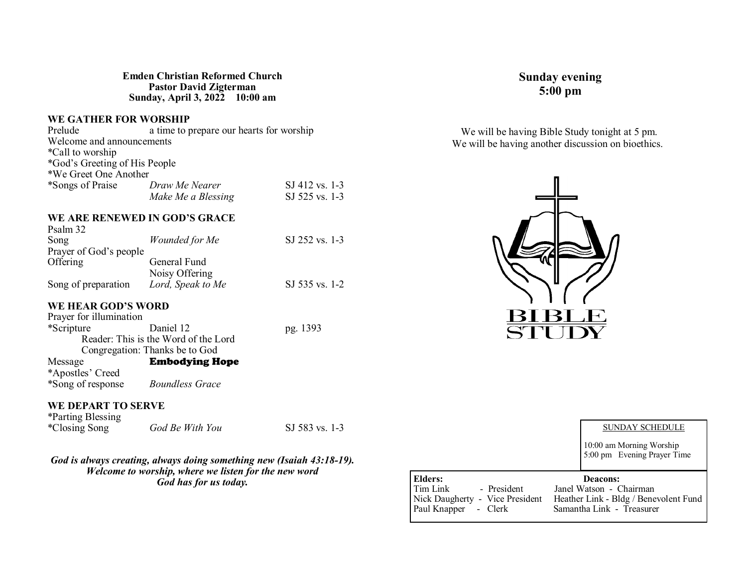**Emden Christian Reformed Church**
**Pastor David Zigterman**
**Sunday, April 3, 2022 10:00 am**

## WE GATHER FOR WORSHIP

| | | |
|---|---|---|
| Prelude | a time to prepare our hearts for worship | |
| Welcome and announcements | | |
| *Call to worship | | |
| *God's Greeting of His People | | |
| *We Greet One Another | | |
| *Songs of Praise | *Draw Me Nearer* | SJ 412 vs. 1-3 |
| | *Make Me a Blessing* | SJ 525 vs. 1-3 |

## WE ARE RENEWED IN GOD'S GRACE

| | | |
|---|---|---|
| Psalm 32 | | |
| Song | *Wounded for Me* | SJ 252 vs. 1-3 |
| Prayer of God's people | | |
| Offering | General Fund | |
| | Noisy Offering | |
| Song of preparation | *Lord, Speak to Me* | SJ 535 vs. 1-2 |

## WE HEAR GOD'S WORD

| | | |
|---|---|---|
| Prayer for illumination | | |
| *Scripture | Daniel 12 | pg. 1393 |

Reader: This is the Word of the Lord
Congregation: Thanks be to God

| | | |
|---|---|---|
| Message | **Embodying Hope** | |
| *Apostles' Creed | | |
| *Song of response | *Boundless Grace* | |

## WE DEPART TO SERVE

| | | |
|---|---|---|
| *Parting Blessing | | |
| *Closing Song | *God Be With You* | SJ 583 vs. 1-3 |

***God is always creating, always doing something new (Isaiah 43:18-19). Welcome to worship, where we listen for the new word God has for us today.***

## Sunday evening 5:00 pm

We will be having Bible Study tonight at 5 pm.
We will be having another discussion on bioethics.

BIBLE STUDY

SUNDAY SCHEDULE

10:00 am Morning Worship
5:00 pm Evening Prayer Time

| Elders: | Deacons: |
|---|---|
| Tim Link - President | Janel Watson - Chairman |
| Nick Daugherty - Vice President | Heather Link - Bldg / Benevolent Fund |
| Paul Knapper - Clerk | Samantha Link - Treasurer |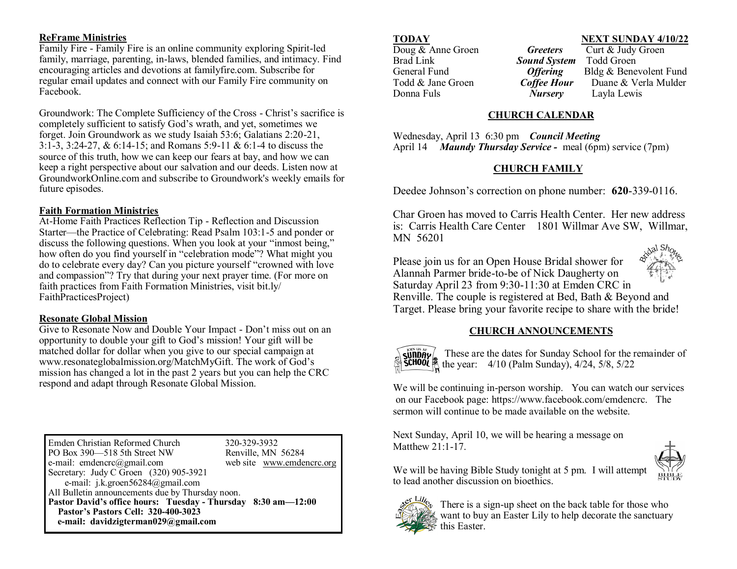**ReFrame Ministries**

Family Fire - Family Fire is an online community exploring Spirit-led family, marriage, parenting, in-laws, blended families, and intimacy. Find encouraging articles and devotions at familyfire.com. Subscribe for regular email updates and connect with our Family Fire community on Facebook.

Groundwork: The Complete Sufficiency of the Cross - Christ's sacrifice is completely sufficient to satisfy God's wrath, and yet, sometimes we forget. Join Groundwork as we study Isaiah 53:6; Galatians 2:20-21, 3:1-3, 3:24-27, & 6:14-15; and Romans 5:9-11 & 6:1-4 to discuss the source of this truth, how we can keep our fears at bay, and how we can keep a right perspective about our salvation and our deeds. Listen now at GroundworkOnline.com and subscribe to Groundwork's weekly emails for future episodes.

**Faith Formation Ministries**

At-Home Faith Practices Reflection Tip - Reflection and Discussion Starter—the Practice of Celebrating: Read Psalm 103:1-5 and ponder or discuss the following questions. When you look at your "inmost being," how often do you find yourself in "celebration mode"? What might you do to celebrate every day? Can you picture yourself "crowned with love and compassion"? Try that during your next prayer time. (For more on faith practices from Faith Formation Ministries, visit bit.ly/FaithPracticesProject)

**Resonate Global Mission**

Give to Resonate Now and Double Your Impact - Don't miss out on an opportunity to double your gift to God's mission! Your gift will be matched dollar for dollar when you give to our special campaign at www.resonateglobalmission.org/MatchMyGift. The work of God's mission has changed a lot in the past 2 years but you can help the CRC respond and adapt through Resonate Global Mission.

Emden Christian Reformed Church — 320-329-3932
PO Box 390—518 5th Street NW — Renville, MN 56284
e-mail: emdencrc@gmail.com — web site www.emdencrc.org
Secretary: Judy C Groen (320) 905-3921
e-mail: j.k.groen56284@gmail.com
All Bulletin announcements due by Thursday noon.
**Pastor David's office hours: Tuesday - Thursday 8:30 am—12:00**
**Pastor's Pastors Cell: 320-400-3023**
**e-mail: davidzigterman029@gmail.com**

| **TODAY** | | **NEXT SUNDAY 4/10/22** |
|---|---|---|
| Doug & Anne Groen | ***Greeters*** | Curt & Judy Groen |
| Brad Link | ***Sound System*** | Todd Groen |
| General Fund | ***Offering*** | Bldg & Benevolent Fund |
| Todd & Jane Groen | ***Coffee Hour*** | Duane & Verla Mulder |
| Donna Fuls | ***Nursery*** | Layla Lewis |

**CHURCH CALENDAR**

Wednesday, April 13 6:30 pm ***Council Meeting***
April 14 ***Maundy Thursday Service -*** meal (6pm) service (7pm)

**CHURCH FAMILY**

Deedee Johnson's correction on phone number: **620**-339-0116.

Char Groen has moved to Carris Health Center. Her new address is: Carris Health Care Center 1801 Willmar Ave SW, Willmar, MN 56201

Please join us for an Open House Bridal shower for Alannah Parmer bride-to-be of Nick Daugherty on Saturday April 23 from 9:30-11:30 at Emden CRC in Renville. The couple is registered at Bed, Bath & Beyond and Target. Please bring your favorite recipe to share with the bride!

**CHURCH ANNOUNCEMENTS**

These are the dates for Sunday School for the remainder of the year: 4/10 (Palm Sunday), 4/24, 5/8, 5/22

We will be continuing in-person worship. You can watch our services on our Facebook page: https://www.facebook.com/emdencrc. The sermon will continue to be made available on the website.

Next Sunday, April 10, we will be hearing a message on Matthew 21:1-17.

We will be having Bible Study tonight at 5 pm. I will attempt to lead another discussion on bioethics.

There is a sign-up sheet on the back table for those who want to buy an Easter Lily to help decorate the sanctuary this Easter.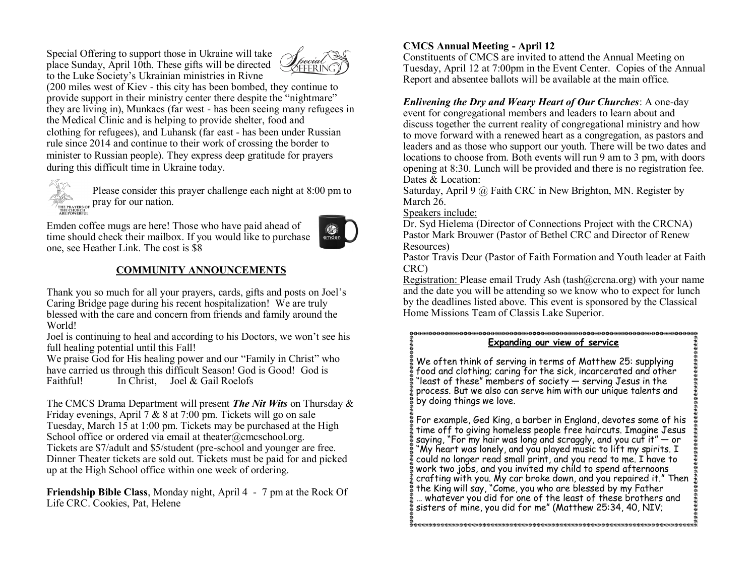Special Offering to support those in Ukraine will take place Sunday, April 10th. These gifts will be directed to the Luke Society's Ukrainian ministries in Rivne (200 miles west of Kiev - this city has been bombed, they continue to provide support in their ministry center there despite the "nightmare" they are living in), Munkacs (far west - has been seeing many refugees in the Medical Clinic and is helping to provide shelter, food and clothing for refugees), and Luhansk (far east - has been under Russian rule since 2014 and continue to their work of crossing the border to minister to Russian people). They express deep gratitude for prayers during this difficult time in Ukraine today.

Please consider this prayer challenge each night at 8:00 pm to pray for our nation.

Emden coffee mugs are here! Those who have paid ahead of time should check their mailbox. If you would like to purchase one, see Heather Link. The cost is $8

## COMMUNITY ANNOUNCEMENTS

Thank you so much for all your prayers, cards, gifts and posts on Joel's Caring Bridge page during his recent hospitalization! We are truly blessed with the care and concern from friends and family around the World!
Joel is continuing to heal and according to his Doctors, we won't see his full healing potential until this Fall!
We praise God for His healing power and our "Family in Christ" who have carried us through this difficult Season! God is Good! God is Faithful! In Christ, Joel & Gail Roelofs

The CMCS Drama Department will present ***The Nit Wits*** on Thursday & Friday evenings, April 7 & 8 at 7:00 pm. Tickets will go on sale Tuesday, March 15 at 1:00 pm. Tickets may be purchased at the High School office or ordered via email at theater@cmcschool.org. Tickets are $7/adult and $5/student (pre-school and younger are free. Dinner Theater tickets are sold out. Tickets must be paid for and picked up at the High School office within one week of ordering.

**Friendship Bible Class**, Monday night, April 4 - 7 pm at the Rock Of Life CRC. Cookies, Pat, Helene

**CMCS Annual Meeting - April 12**
Constituents of CMCS are invited to attend the Annual Meeting on Tuesday, April 12 at 7:00pm in the Event Center. Copies of the Annual Report and absentee ballots will be available at the main office.

***Enlivening the Dry and Weary Heart of Our Churches***: A one-day event for congregational members and leaders to learn about and discuss together the current reality of congregational ministry and how to move forward with a renewed heart as a congregation, as pastors and leaders and as those who support our youth. There will be two dates and locations to choose from. Both events will run 9 am to 3 pm, with doors opening at 8:30. Lunch will be provided and there is no registration fee.
Dates & Location:
Saturday, April 9 @ Faith CRC in New Brighton, MN. Register by March 26.
Speakers include:
Dr. Syd Hielema (Director of Connections Project with the CRCNA)
Pastor Mark Brouwer (Pastor of Bethel CRC and Director of Renew Resources)
Pastor Travis Deur (Pastor of Faith Formation and Youth leader at Faith CRC)
Registration: Please email Trudy Ash (tash@crcna.org) with your name and the date you will be attending so we know who to expect for lunch by the deadlines listed above. This event is sponsored by the Classical Home Missions Team of Classis Lake Superior.

**Expanding our view of service**

We often think of serving in terms of Matthew 25: supplying food and clothing; caring for the sick, incarcerated and other "least of these" members of society — serving Jesus in the process. But we also can serve him with our unique talents and by doing things we love.

For example, Ged King, a barber in England, devotes some of his time off to giving homeless people free haircuts. Imagine Jesus saying, "For my hair was long and scraggly, and you cut it" — or "My heart was lonely, and you played music to lift my spirits. I could no longer read small print, and you read to me. I have to work two jobs, and you invited my child to spend afternoons crafting with you. My car broke down, and you repaired it." Then the King will say, "Come, you who are blessed by my Father … whatever you did for one of the least of these brothers and sisters of mine, you did for me" (Matthew 25:34, 40, NIV;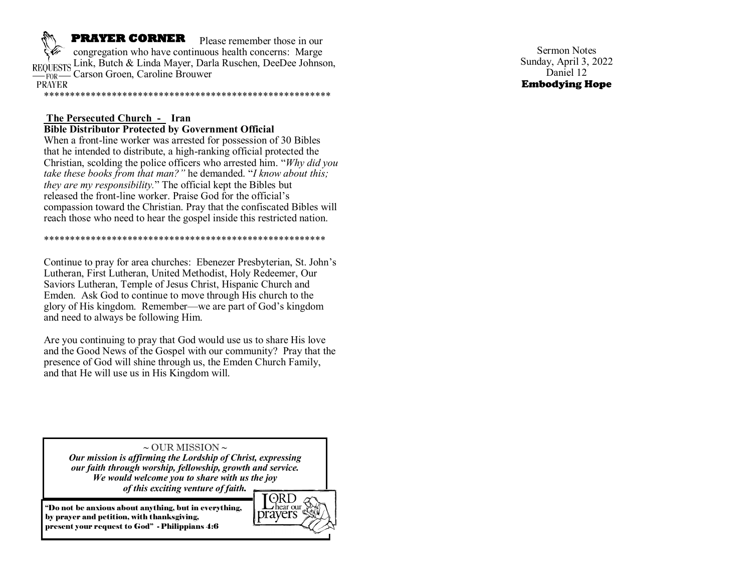## PRAYER CORNER

REQUESTS FOR PRAYER

Please remember those in our congregation who have continuous health concerns: Marge Link, Butch & Linda Mayer, Darla Ruschen, DeeDee Johnson, Carson Groen, Caroline Brouwer

*****************************************************

**The Persecuted Church - Iran**

**Bible Distributor Protected by Government Official**

When a front-line worker was arrested for possession of 30 Bibles that he intended to distribute, a high-ranking official protected the Christian, scolding the police officers who arrested him. "*Why did you take these books from that man?"* he demanded. "*I know about this; they are my responsibility.*" The official kept the Bibles but released the front-line worker. Praise God for the official's compassion toward the Christian. Pray that the confiscated Bibles will reach those who need to hear the gospel inside this restricted nation.

*****************************************************

Continue to pray for area churches: Ebenezer Presbyterian, St. John's Lutheran, First Lutheran, United Methodist, Holy Redeemer, Our Saviors Lutheran, Temple of Jesus Christ, Hispanic Church and Emden. Ask God to continue to move through His church to the glory of His kingdom. Remember—we are part of God's kingdom and need to always be following Him.

Are you continuing to pray that God would use us to share His love and the Good News of the Gospel with our community? Pray that the presence of God will shine through us, the Emden Church Family, and that He will use us in His Kingdom will.

~ OUR MISSION ~

***Our mission is affirming the Lordship of Christ, expressing our faith through worship, fellowship, growth and service. We would welcome you to share with us the joy of this exciting venture of faith.***

**"Do not be anxious about anything, but in everything, by prayer and petition, with thanksgiving, present your request to God" - Philippians 4:6**

LORD hear our prayers

Sermon Notes
Sunday, April 3, 2022
Daniel 12

**Embodying Hope**